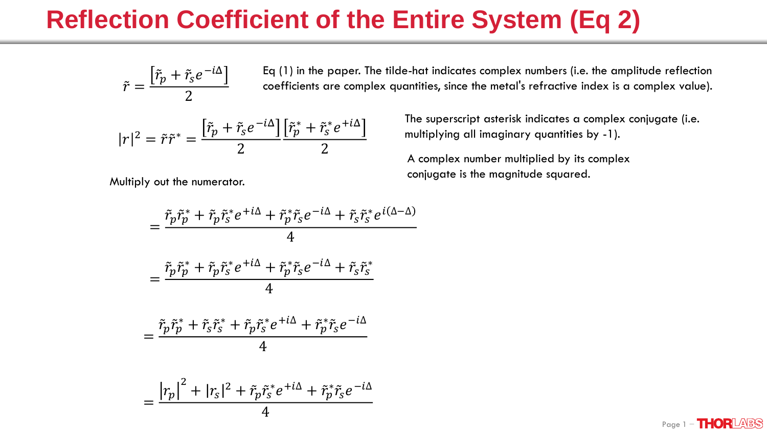# Reflection Coefficient of the Entire System (Eq 2)

$$\tilde{r} = \frac{\left[\tilde{r}_p + \tilde{r}_s e^{-i\Delta}\right]}{2}$$

Eq (1) in the paper. The tilde-hat indicates complex numbers (i.e. the amplitude reflection coefficients are complex quantities, since the metal's refractive index is a complex value).

$$|r|^2 = \tilde{r}\tilde{r}^* = \frac{\left[\tilde{r}_p + \tilde{r}_s e^{-i\Delta}\right]}{2}\frac{\left[\tilde{r}_p^* + \tilde{r}_s^* e^{+i\Delta}\right]}{2}$$

The superscript asterisk indicates a complex conjugate (i.e. multiplying all imaginary quantities by -1).

A complex number multiplied by its complex conjugate is the magnitude squared.

Multiply out the numerator.

$$= \frac{\tilde{r}_p\tilde{r}_p^* + \tilde{r}_p\tilde{r}_s^* e^{+i\Delta} + \tilde{r}_p^*\tilde{r}_s e^{-i\Delta} + \tilde{r}_s\tilde{r}_s^* e^{i(\Delta-\Delta)}}{4}$$

$$= \frac{\tilde{r}_p\tilde{r}_p^* + \tilde{r}_p\tilde{r}_s^* e^{+i\Delta} + \tilde{r}_p^*\tilde{r}_s e^{-i\Delta} + \tilde{r}_s\tilde{r}_s^*}{4}$$

$$= \frac{\tilde{r}_p\tilde{r}_p^* + \tilde{r}_s\tilde{r}_s^* + \tilde{r}_p\tilde{r}_s^* e^{+i\Delta} + \tilde{r}_p^*\tilde{r}_s e^{-i\Delta}}{4}$$

$$= \frac{\left|r_p\right|^2 + |r_s|^2 + \tilde{r}_p\tilde{r}_s^* e^{+i\Delta} + \tilde{r}_p^*\tilde{r}_s e^{-i\Delta}}{4}$$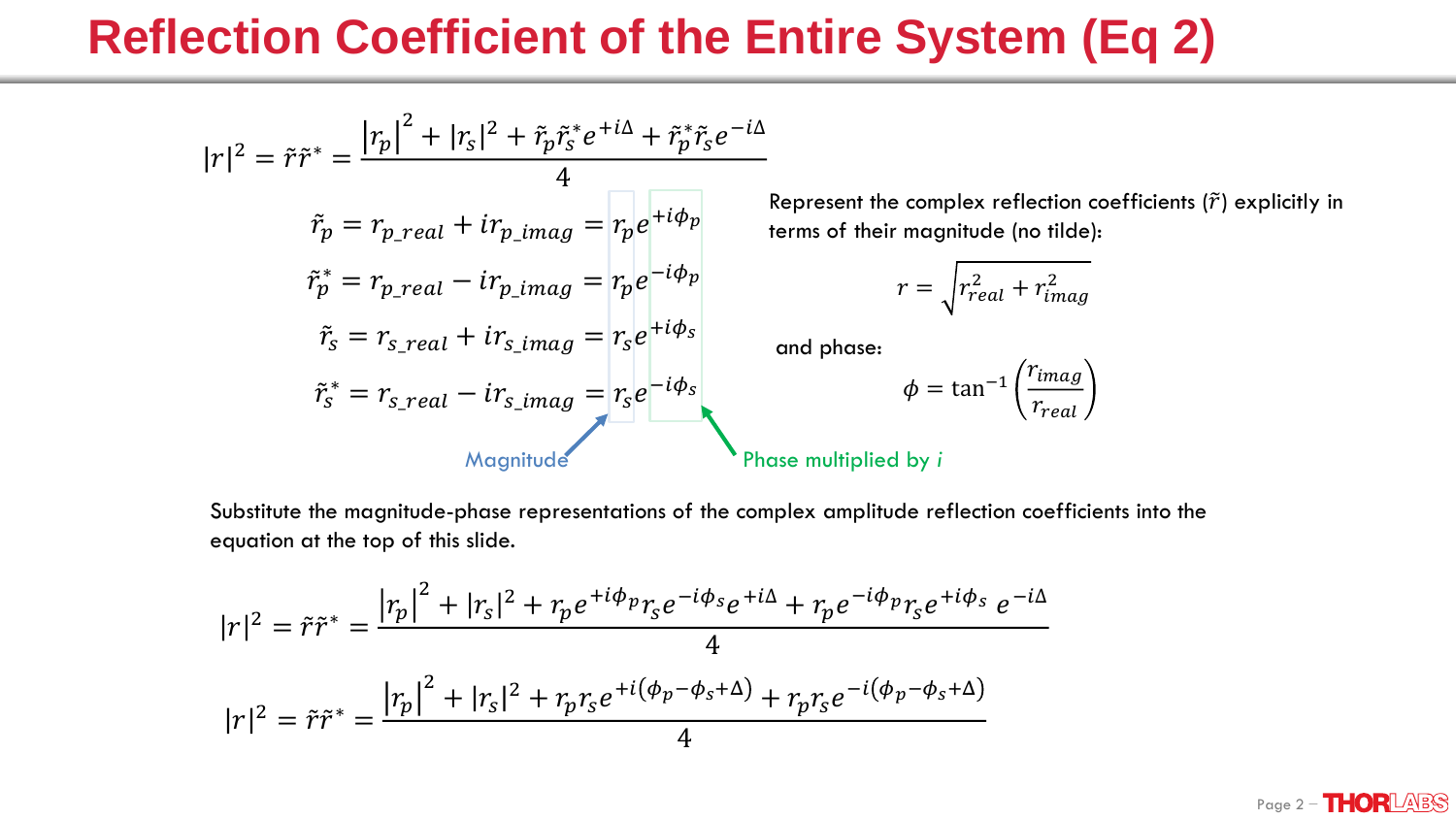# Reflection Coefficient of the Entire System (Eq 2)

$$|r|^2 = \tilde{r}\tilde{r}^* = \frac{|r_p|^2 + |r_s|^2 + \tilde{r}_p\tilde{r}_s^* e^{+i\Delta} + \tilde{r}_p^*\tilde{r}_s e^{-i\Delta}}{4}$$

$$\tilde{r}_p = r_{p\_real} + ir_{p\_imag} = r_p e^{+i\phi_p}$$

$$\tilde{r}_p^* = r_{p\_real} - ir_{p\_imag} = r_p e^{-i\phi_p}$$

$$\tilde{r}_s = r_{s\_real} + ir_{s\_imag} = r_s e^{+i\phi_s}$$

$$\tilde{r}_s^* = r_{s\_real} - ir_{s\_imag} = r_s e^{-i\phi_s}$$

Magnitude ($r_p$, $r_s$)

Phase multiplied by $i$ ($\pm i\phi_p$, $\pm i\phi_s$)

Represent the complex reflection coefficients ($\tilde{r}$) explicitly in terms of their magnitude (no tilde):

$$r = \sqrt{r_{real}^2 + r_{imag}^2}$$

and phase:

$$\phi = \tan^{-1}\left(\frac{r_{imag}}{r_{real}}\right)$$

Substitute the magnitude-phase representations of the complex amplitude reflection coefficients into the equation at the top of this slide.

$$|r|^2 = \tilde{r}\tilde{r}^* = \frac{|r_p|^2 + |r_s|^2 + r_p e^{+i\phi_p} r_s e^{-i\phi_s} e^{+i\Delta} + r_p e^{-i\phi_p} r_s e^{+i\phi_s}\, e^{-i\Delta}}{4}$$

$$|r|^2 = \tilde{r}\tilde{r}^* = \frac{|r_p|^2 + |r_s|^2 + r_p r_s e^{+i(\phi_p - \phi_s + \Delta)} + r_p r_s e^{-i(\phi_p - \phi_s + \Delta)}}{4}$$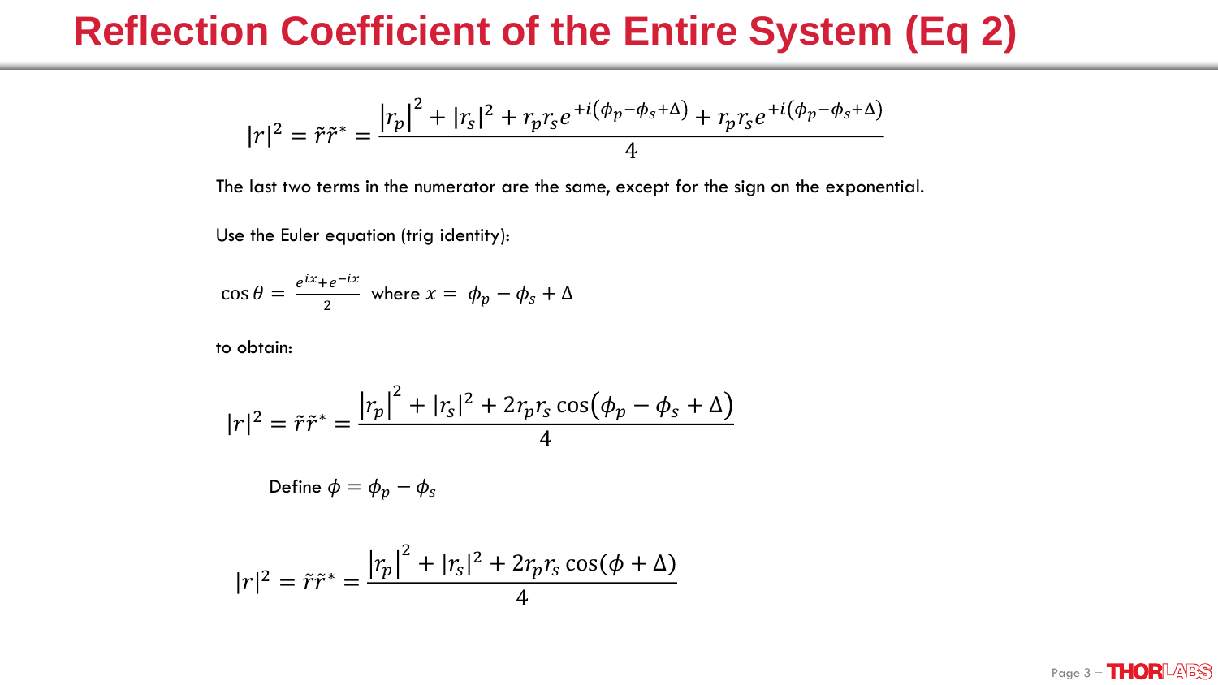# Reflection Coefficient of the Entire System (Eq 2)

$$|r|^2 = \tilde{r}\tilde{r}^* = \frac{\left|r_p\right|^2 + |r_s|^2 + r_p r_s e^{+i(\phi_p - \phi_s + \Delta)} + r_p r_s e^{+i(\phi_p - \phi_s + \Delta)}}{4}$$

The last two terms in the numerator are the same, except for the sign on the exponential.

Use the Euler equation (trig identity):

$$\cos\theta = \frac{e^{ix} + e^{-ix}}{2} \quad \text{where } x = \phi_p - \phi_s + \Delta$$

to obtain:

$$|r|^2 = \tilde{r}\tilde{r}^* = \frac{\left|r_p\right|^2 + |r_s|^2 + 2 r_p r_s \cos\left(\phi_p - \phi_s + \Delta\right)}{4}$$

Define $\phi = \phi_p - \phi_s$

$$|r|^2 = \tilde{r}\tilde{r}^* = \frac{\left|r_p\right|^2 + |r_s|^2 + 2 r_p r_s \cos(\phi + \Delta)}{4}$$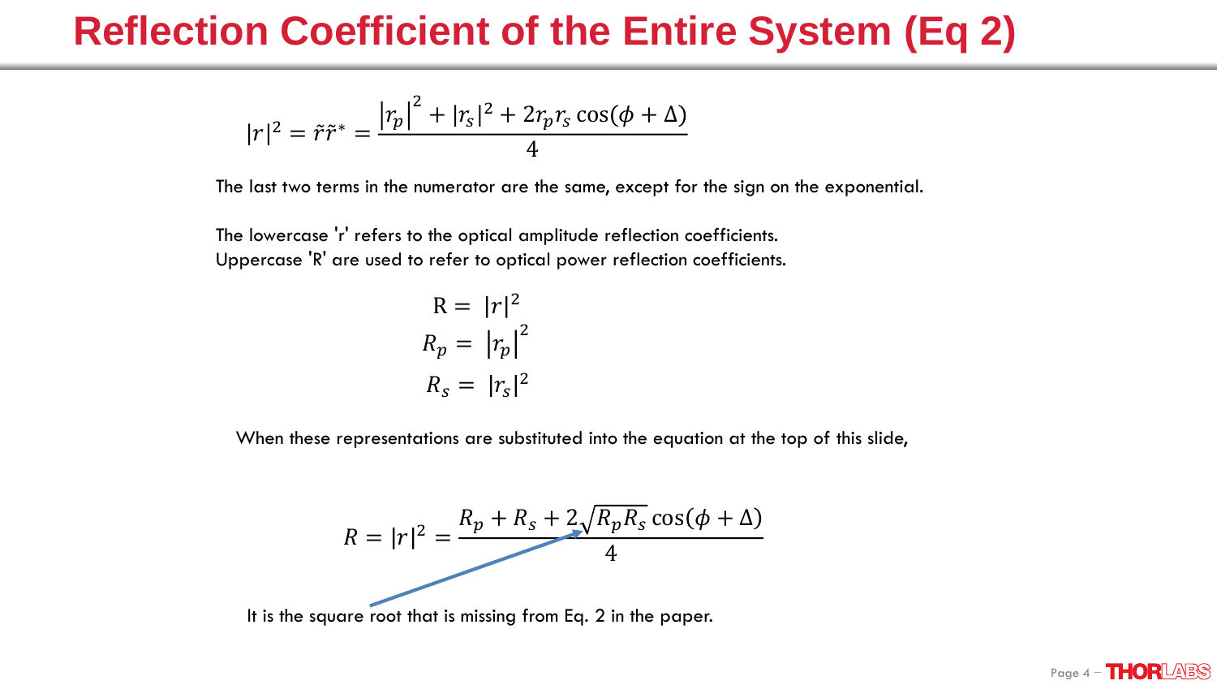# Reflection Coefficient of the Entire System (Eq 2)

$$|r|^2 = \tilde{r}\tilde{r}^* = \frac{|r_p|^2 + |r_s|^2 + 2r_p r_s \cos(\phi + \Delta)}{4}$$

The last two terms in the numerator are the same, except for the sign on the exponential.

The lowercase 'r' refers to the optical amplitude reflection coefficients.
Uppercase 'R' are used to refer to optical power reflection coefficients.

$$\mathrm{R} = |r|^2$$

$$R_p = |r_p|^2$$

$$R_s = |r_s|^2$$

When these representations are substituted into the equation at the top of this slide,

$$R = |r|^2 = \frac{R_p + R_s + 2\sqrt{R_p R_s}\cos(\phi + \Delta)}{4}$$

It is the square root that is missing from Eq. 2 in the paper.